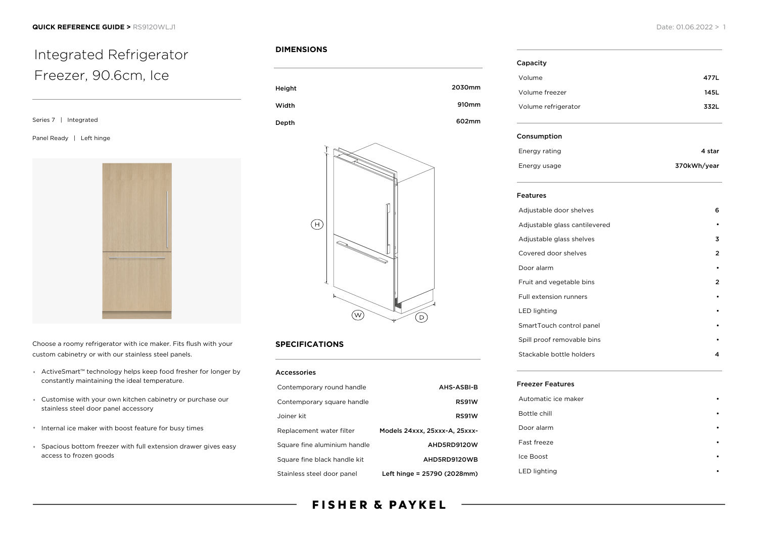# Integrated Refrigerator Freezer, 90.6cm, Ice

Series 7 | Integrated

Panel Ready | Left hinge

Choose a roomy refrigerator with ice maker. Fits flush with your custom cabinetry or with our stainless steel panels.

- ActiveSmart™ technology helps keep food fresher for longer by constantly maintaining the ideal temperature.
- Customise with your own kitchen cabinetry or purchase our stainless steel door panel accessory
- Internal ice maker with boost feature for busy times
- Spacious bottom freezer with full extension drawer gives easy access to frozen goods

## DIMENSIONS

| | |
|---|---|
| Height | 2030mm |
| Width | 910mm |
| Depth | 602mm |

## SPECIFICATIONS

### Accessories

| | |
|---|---|
| Contemporary round handle | AHS-ASBI-B |
| Contemporary square handle | RS91W |
| Joiner kit | RS91W |
| Replacement water filter | Models 24xxx, 25xxx-A, 25xxx- |
| Square fine aluminium handle | AHD5RD9120W |
| Square fine black handle kit | AHD5RD9120WB |
| Stainless steel door panel | Left hinge = 25790 (2028mm) |

### Capacity

| | |
|---|---|
| Volume | 477L |
| Volume freezer | 145L |
| Volume refrigerator | 332L |

### Consumption

| | |
|---|---|
| Energy rating | 4 star |
| Energy usage | 370kWh/year |

### Features

| | |
|---|---|
| Adjustable door shelves | 6 |
| Adjustable glass cantilevered | • |
| Adjustable glass shelves | 3 |
| Covered door shelves | 2 |
| Door alarm | • |
| Fruit and vegetable bins | 2 |
| Full extension runners | • |
| LED lighting | • |
| SmartTouch control panel | • |
| Spill proof removable bins | • |
| Stackable bottle holders | 4 |

### Freezer Features

| | |
|---|---|
| Automatic ice maker | • |
| Bottle chill | • |
| Door alarm | • |
| Fast freeze | • |
| Ice Boost | • |
| LED lighting | • |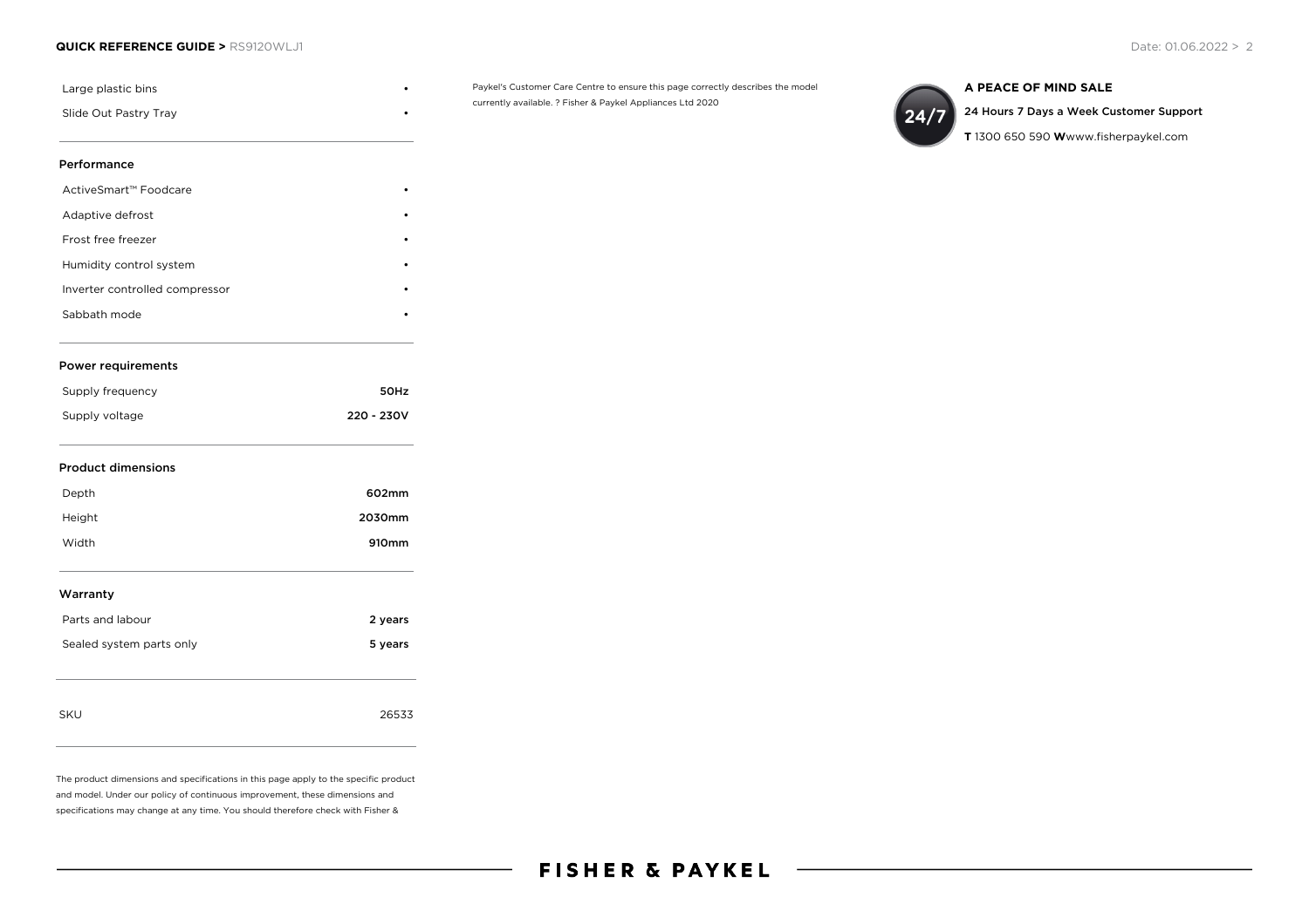| | |
|---|---|
| Large plastic bins | • |
| Slide Out Pastry Tray | • |

### Performance

| | |
|---|---|
| ActiveSmart™ Foodcare | • |
| Adaptive defrost | • |
| Frost free freezer | • |
| Humidity control system | • |
| Inverter controlled compressor | • |
| Sabbath mode | • |

### Power requirements

| | |
|---|---|
| Supply frequency | 50Hz |
| Supply voltage | 220 - 230V |

### Product dimensions

| | |
|---|---|
| Depth | 602mm |
| Height | 2030mm |
| Width | 910mm |

### Warranty

| | |
|---|---|
| Parts and labour | 2 years |
| Sealed system parts only | 5 years |

| | |
|---|---|
| SKU | 26533 |

The product dimensions and specifications in this page apply to the specific product and model. Under our policy of continuous improvement, these dimensions and specifications may change at any time. You should therefore check with Fisher & Paykel's Customer Care Centre to ensure this page correctly describes the model currently available. ? Fisher & Paykel Appliances Ltd 2020

24/7

**A PEACE OF MIND SALE**

24 Hours 7 Days a Week Customer Support

**T** 1300 650 590 **W**www.fisherpaykel.com

FISHER & PAYKEL